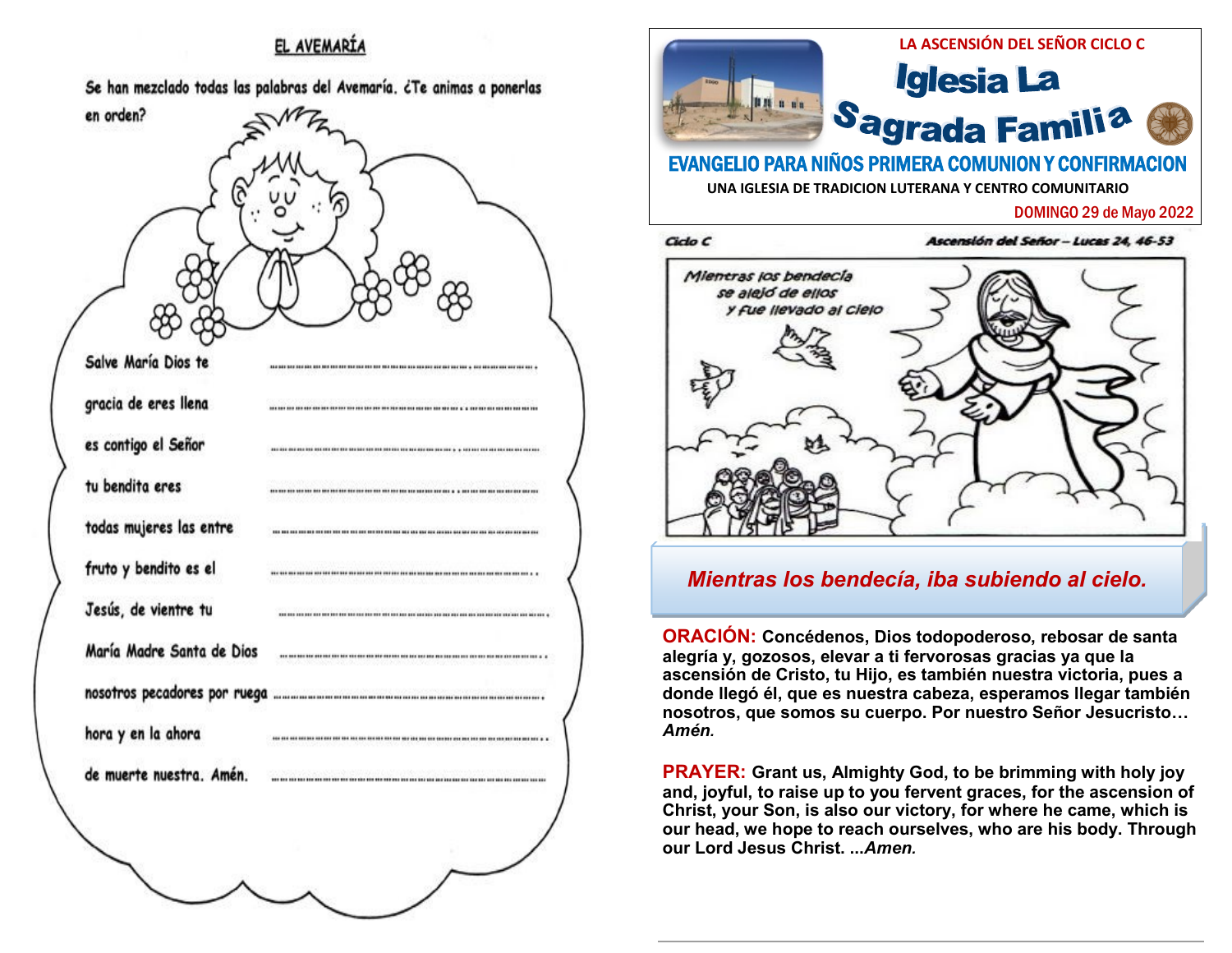## EL AVEMARÍA

Se han mezclado todas las palabras del Avemaría. ¿Te animas a ponerlas en orden?

Salve María Dios te ……………………………………………………

gracia de eres llena ……………………………………………………

es contigo el Señor ……………………………………………………

tu bendita eres ……………………………………………………

todas mujeres las entre ……………………………………………………

fruto y bendito es el ……………………………………………………

Jesús, de vientre tu ……………………………………………………

María Madre Santa de Dios ……………………………………………………

nosotros pecadores por ruega ……………………………………………………

hora y en la ahora ……………………………………………………

de muerte nuestra. Amén. ……………………………………………………

LA ASCENSIÓN DEL SEÑOR CICLO C

# Iglesia La Sagrada Familia

**EVANGELIO PARA NIÑOS PRIMERA COMUNION Y CONFIRMACION**

UNA IGLESIA DE TRADICION LUTERANA Y CENTRO COMUNITARIO

DOMINGO 29 de Mayo 2022

Ciclo C — Ascensión del Señor – Lucas 24, 46-53

Mientras los bendecía se alejó de ellos y fue llevado al cielo

*Mientras los bendecía, iba subiendo al cielo.*

**ORACIÓN: Concédenos, Dios todopoderoso, rebosar de santa alegría y, gozosos, elevar a ti fervorosas gracias ya que la ascensión de Cristo, tu Hijo, es también nuestra victoria, pues a donde llegó él, que es nuestra cabeza, esperamos llegar también nosotros, que somos su cuerpo. Por nuestro Señor Jesucristo…** ***Amén.***

**PRAYER: Grant us, Almighty God, to be brimming with holy joy and, joyful, to raise up to you fervent graces, for the ascension of Christ, your Son, is also our victory, for where he came, which is our head, we hope to reach ourselves, who are his body. Through our Lord Jesus Christ. ...*Amen.***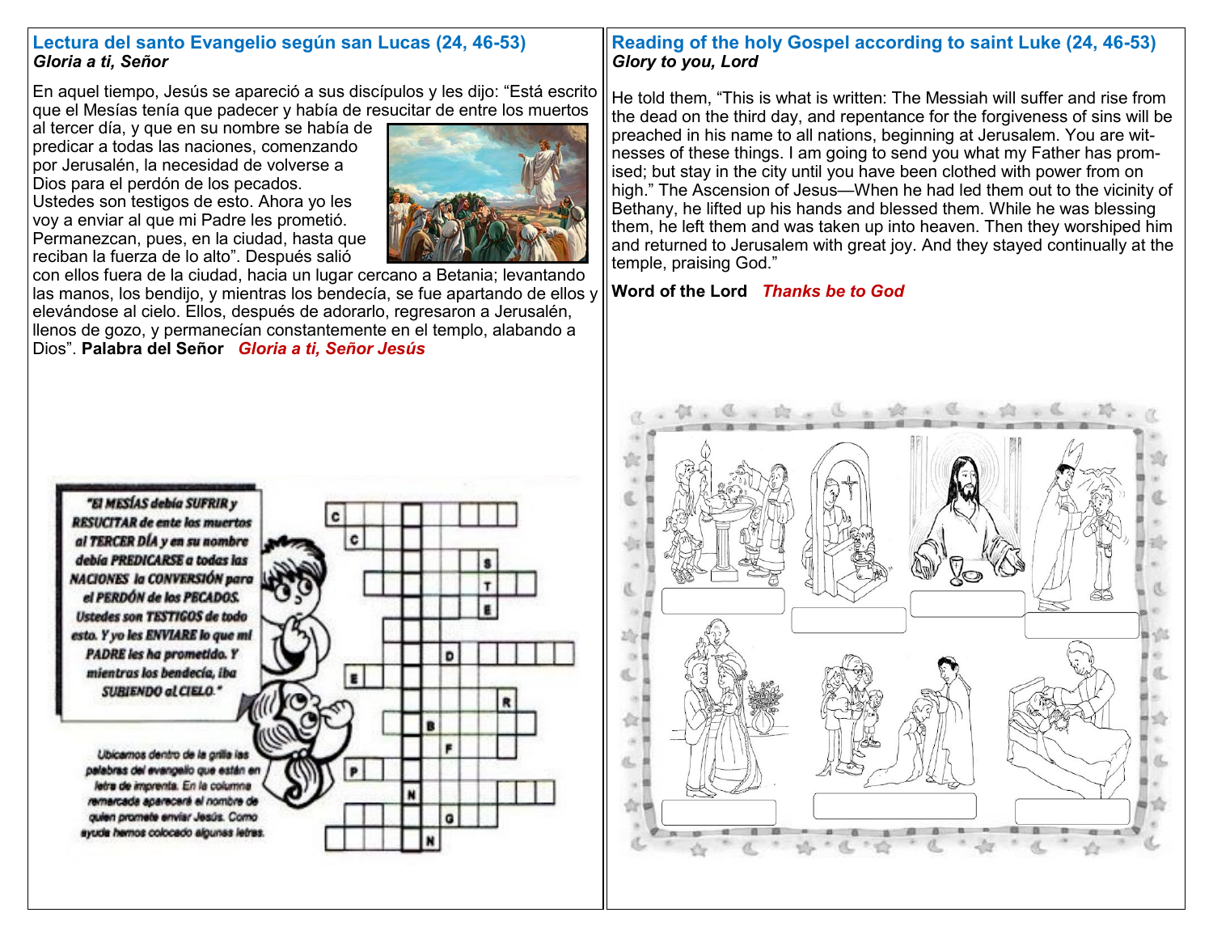## Lectura del santo Evangelio según san Lucas (24, 46-53)

***Gloria a ti, Señor***

En aquel tiempo, Jesús se apareció a sus discípulos y les dijo: "Está escrito que el Mesías tenía que padecer y había de resucitar de entre los muertos al tercer día, y que en su nombre se había de predicar a todas las naciones, comenzando por Jerusalén, la necesidad de volverse a Dios para el perdón de los pecados. Ustedes son testigos de esto. Ahora yo les voy a enviar al que mi Padre les prometió. Permanezcan, pues, en la ciudad, hasta que reciban la fuerza de lo alto". Después salió con ellos fuera de la ciudad, hacia un lugar cercano a Betania; levantando las manos, los bendijo, y mientras los bendecía, se fue apartando de ellos y elevándose al cielo. Ellos, después de adorarlo, regresaron a Jerusalén, llenos de gozo, y permanecían constantemente en el templo, alabando a Dios". **Palabra del Señor** ***Gloria a ti, Señor Jesús***

"El MESÍAS debía SUFRIR y RESUCITAR de ente los muertos al TERCER DÍA y en su nombre debía PREDICARSE a todas las NACIONES la CONVERSIÓN para el PERDÓN de los PECADOS. Ustedes son TESTIGOS de todo esto. Y yo les ENVIARE lo que mi PADRE les ha prometido. Y mientras los bendecía, iba SUBIENDO al CIELO."

Ubicamos dentro de la grilla las palabras del evangelio que están en letra de imprenta. En la columna remarcada aparecerá el nombre de quien promete enviar Jesús. Como ayuda hemos colocado algunas letras.

## Reading of the holy Gospel according to saint Luke (24, 46-53)

***Glory to you, Lord***

He told them, "This is what is written: The Messiah will suffer and rise from the dead on the third day, and repentance for the forgiveness of sins will be preached in his name to all nations, beginning at Jerusalem. You are witnesses of these things. I am going to send you what my Father has promised; but stay in the city until you have been clothed with power from on high." The Ascension of Jesus—When he had led them out to the vicinity of Bethany, he lifted up his hands and blessed them. While he was blessing them, he left them and was taken up into heaven. Then they worshiped him and returned to Jerusalem with great joy. And they stayed continually at the temple, praising God."

**Word of the Lord** ***Thanks be to God***